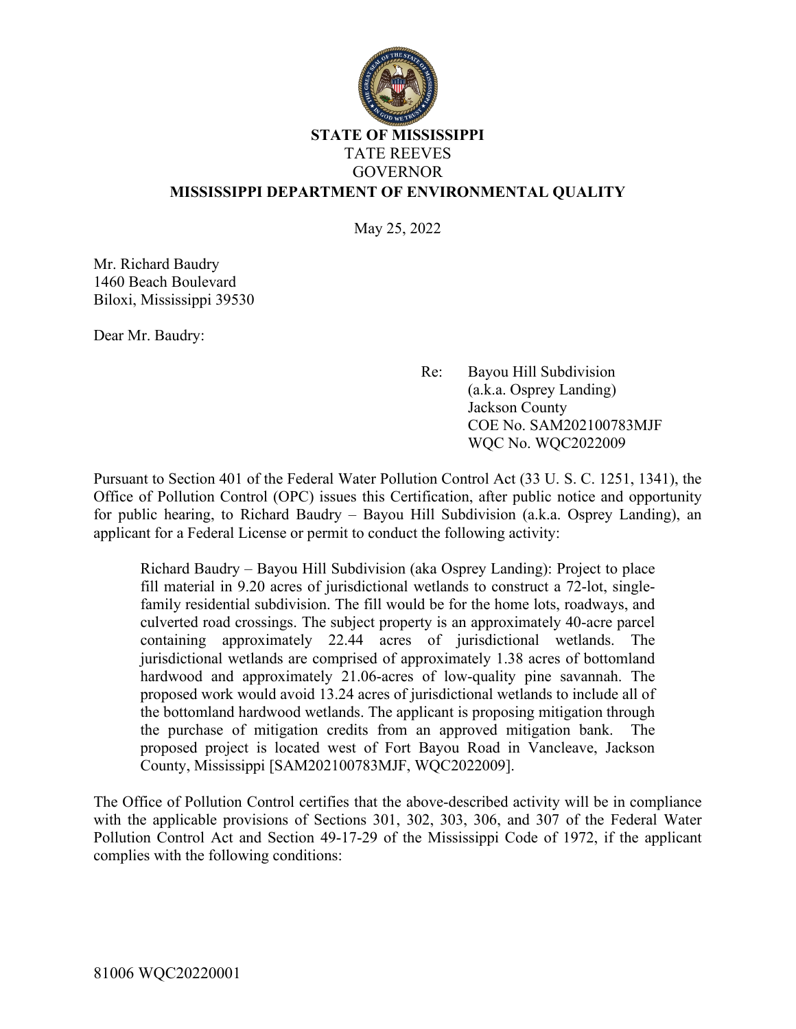**STATE OF MISSISSIPPI**
TATE REEVES
GOVERNOR
**MISSISSIPPI DEPARTMENT OF ENVIRONMENTAL QUALITY**

May 25, 2022

Mr. Richard Baudry
1460 Beach Boulevard
Biloxi, Mississippi 39530

Dear Mr. Baudry:

Re: Bayou Hill Subdivision
(a.k.a. Osprey Landing)
Jackson County
COE No. SAM202100783MJF
WQC No. WQC2022009

Pursuant to Section 401 of the Federal Water Pollution Control Act (33 U. S. C. 1251, 1341), the Office of Pollution Control (OPC) issues this Certification, after public notice and opportunity for public hearing, to Richard Baudry – Bayou Hill Subdivision (a.k.a. Osprey Landing), an applicant for a Federal License or permit to conduct the following activity:

> Richard Baudry – Bayou Hill Subdivision (aka Osprey Landing): Project to place fill material in 9.20 acres of jurisdictional wetlands to construct a 72-lot, single-family residential subdivision. The fill would be for the home lots, roadways, and culverted road crossings. The subject property is an approximately 40-acre parcel containing approximately 22.44 acres of jurisdictional wetlands. The jurisdictional wetlands are comprised of approximately 1.38 acres of bottomland hardwood and approximately 21.06-acres of low-quality pine savannah. The proposed work would avoid 13.24 acres of jurisdictional wetlands to include all of the bottomland hardwood wetlands. The applicant is proposing mitigation through the purchase of mitigation credits from an approved mitigation bank. The proposed project is located west of Fort Bayou Road in Vancleave, Jackson County, Mississippi [SAM202100783MJF, WQC2022009].

The Office of Pollution Control certifies that the above-described activity will be in compliance with the applicable provisions of Sections 301, 302, 303, 306, and 307 of the Federal Water Pollution Control Act and Section 49-17-29 of the Mississippi Code of 1972, if the applicant complies with the following conditions:

81006 WQC20220001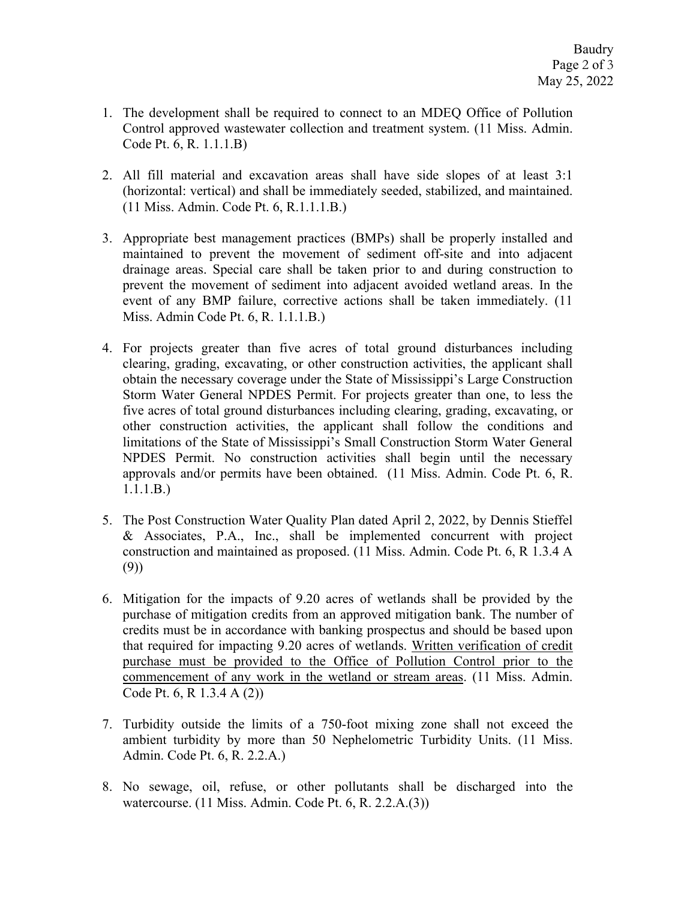1. The development shall be required to connect to an MDEQ Office of Pollution Control approved wastewater collection and treatment system. (11 Miss. Admin. Code Pt. 6, R. 1.1.1.B)

2. All fill material and excavation areas shall have side slopes of at least 3:1 (horizontal: vertical) and shall be immediately seeded, stabilized, and maintained. (11 Miss. Admin. Code Pt. 6, R.1.1.1.B.)

3. Appropriate best management practices (BMPs) shall be properly installed and maintained to prevent the movement of sediment off-site and into adjacent drainage areas. Special care shall be taken prior to and during construction to prevent the movement of sediment into adjacent avoided wetland areas. In the event of any BMP failure, corrective actions shall be taken immediately. (11 Miss. Admin Code Pt. 6, R. 1.1.1.B.)

4. For projects greater than five acres of total ground disturbances including clearing, grading, excavating, or other construction activities, the applicant shall obtain the necessary coverage under the State of Mississippi's Large Construction Storm Water General NPDES Permit. For projects greater than one, to less the five acres of total ground disturbances including clearing, grading, excavating, or other construction activities, the applicant shall follow the conditions and limitations of the State of Mississippi's Small Construction Storm Water General NPDES Permit. No construction activities shall begin until the necessary approvals and/or permits have been obtained. (11 Miss. Admin. Code Pt. 6, R. 1.1.1.B.)

5. The Post Construction Water Quality Plan dated April 2, 2022, by Dennis Stieffel & Associates, P.A., Inc., shall be implemented concurrent with project construction and maintained as proposed. (11 Miss. Admin. Code Pt. 6, R 1.3.4 A (9))

6. Mitigation for the impacts of 9.20 acres of wetlands shall be provided by the purchase of mitigation credits from an approved mitigation bank. The number of credits must be in accordance with banking prospectus and should be based upon that required for impacting 9.20 acres of wetlands. <u>Written verification of credit purchase must be provided to the Office of Pollution Control prior to the commencement of any work in the wetland or stream areas</u>. (11 Miss. Admin. Code Pt. 6, R 1.3.4 A (2))

7. Turbidity outside the limits of a 750-foot mixing zone shall not exceed the ambient turbidity by more than 50 Nephelometric Turbidity Units. (11 Miss. Admin. Code Pt. 6, R. 2.2.A.)

8. No sewage, oil, refuse, or other pollutants shall be discharged into the watercourse. (11 Miss. Admin. Code Pt. 6, R. 2.2.A.(3))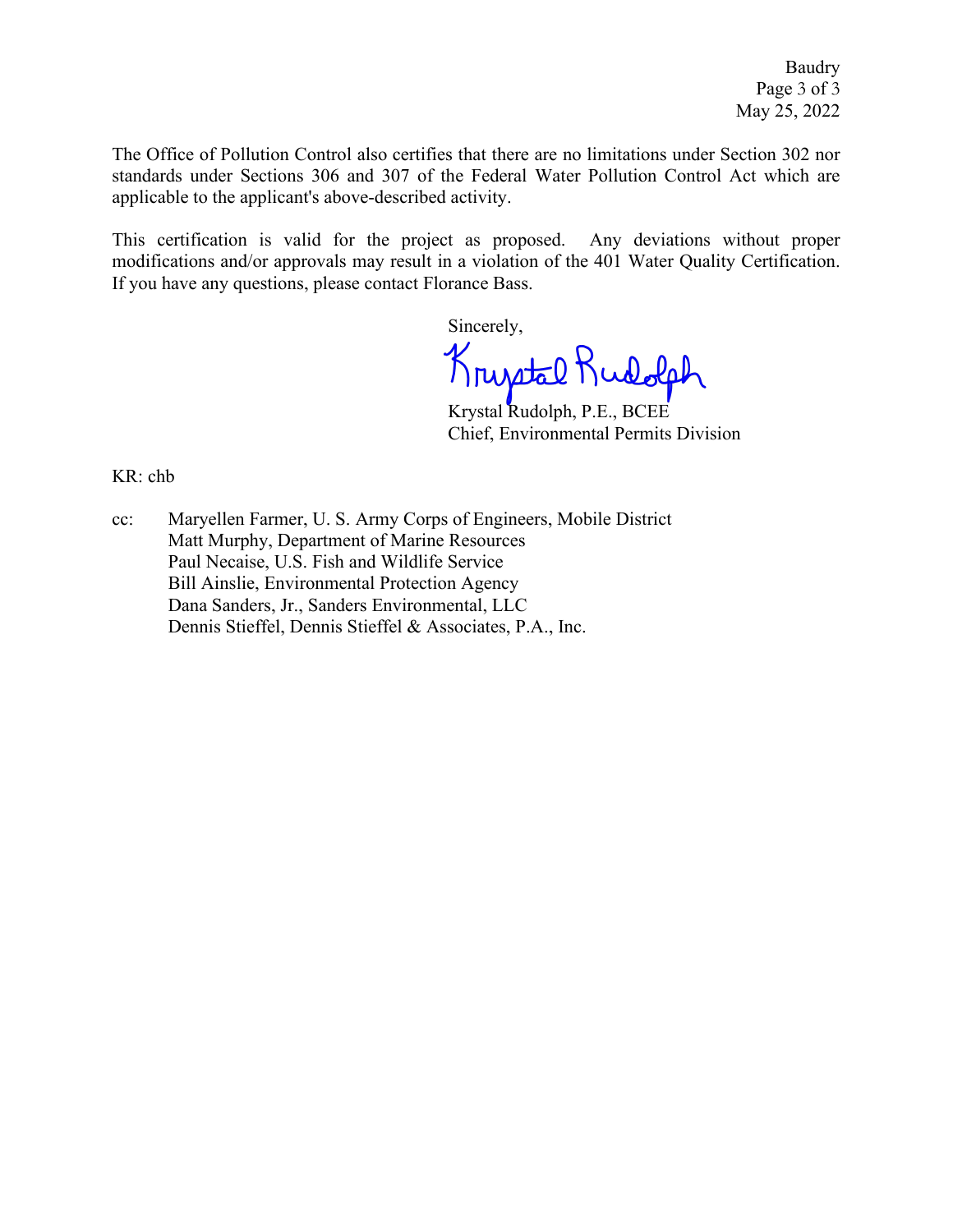The Office of Pollution Control also certifies that there are no limitations under Section 302 nor standards under Sections 306 and 307 of the Federal Water Pollution Control Act which are applicable to the applicant's above-described activity.

This certification is valid for the project as proposed. Any deviations without proper modifications and/or approvals may result in a violation of the 401 Water Quality Certification. If you have any questions, please contact Florance Bass.

Sincerely,

Krystal Rudolph

Krystal Rudolph, P.E., BCEE
Chief, Environmental Permits Division

KR: chb

cc: Maryellen Farmer, U. S. Army Corps of Engineers, Mobile District
Matt Murphy, Department of Marine Resources
Paul Necaise, U.S. Fish and Wildlife Service
Bill Ainslie, Environmental Protection Agency
Dana Sanders, Jr., Sanders Environmental, LLC
Dennis Stieffel, Dennis Stieffel & Associates, P.A., Inc.